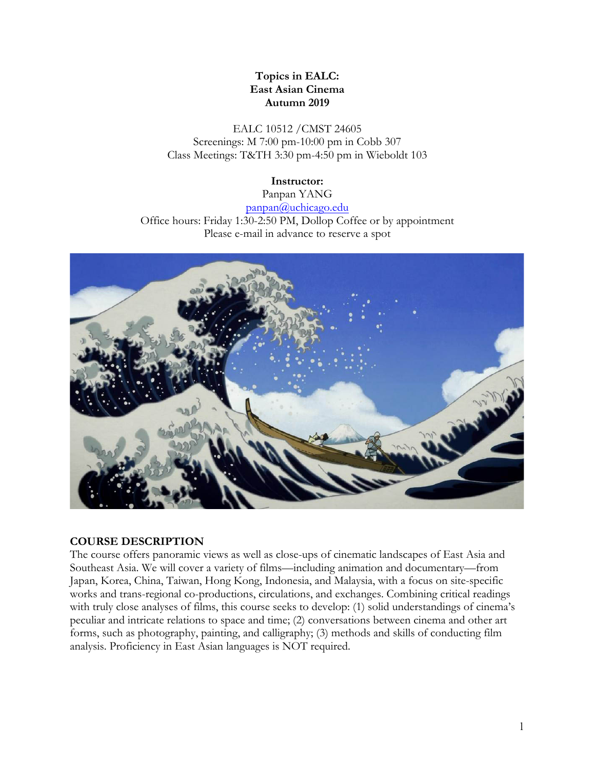**Topics in EALC:**
**East Asian Cinema**
**Autumn 2019**

EALC 10512 /CMST 24605
Screenings: M 7:00 pm-10:00 pm in Cobb 307
Class Meetings: T&TH 3:30 pm-4:50 pm in Wieboldt 103

**Instructor:**
Panpan YANG
panpan@uchicago.edu
Office hours: Friday 1:30-2:50 PM, Dollop Coffee or by appointment
Please e-mail in advance to reserve a spot

## COURSE DESCRIPTION

The course offers panoramic views as well as close-ups of cinematic landscapes of East Asia and Southeast Asia. We will cover a variety of films—including animation and documentary—from Japan, Korea, China, Taiwan, Hong Kong, Indonesia, and Malaysia, with a focus on site-specific works and trans-regional co-productions, circulations, and exchanges. Combining critical readings with truly close analyses of films, this course seeks to develop: (1) solid understandings of cinema's peculiar and intricate relations to space and time; (2) conversations between cinema and other art forms, such as photography, painting, and calligraphy; (3) methods and skills of conducting film analysis. Proficiency in East Asian languages is NOT required.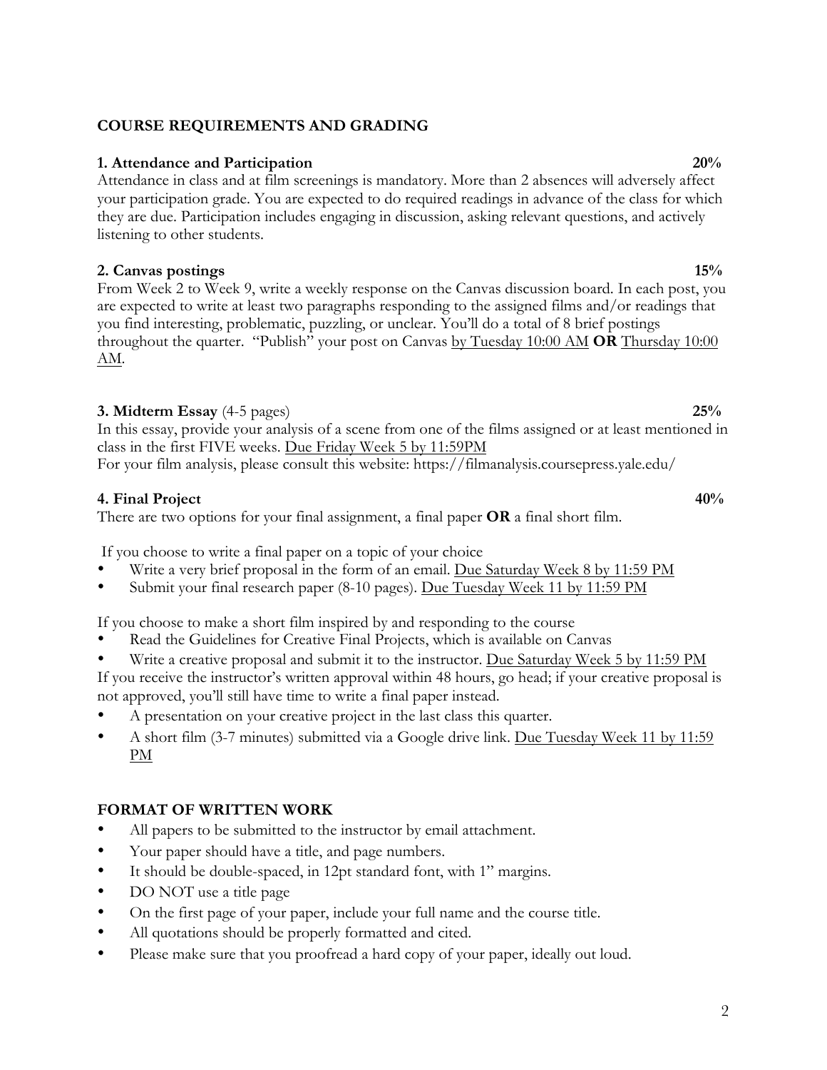## COURSE REQUIREMENTS AND GRADING

### 1. Attendance and Participation 20%

Attendance in class and at film screenings is mandatory. More than 2 absences will adversely affect your participation grade. You are expected to do required readings in advance of the class for which they are due. Participation includes engaging in discussion, asking relevant questions, and actively listening to other students.

### 2. Canvas postings 15%

From Week 2 to Week 9, write a weekly response on the Canvas discussion board. In each post, you are expected to write at least two paragraphs responding to the assigned films and/or readings that you find interesting, problematic, puzzling, or unclear. You'll do a total of 8 brief postings throughout the quarter. "Publish" your post on Canvas <u>by Tuesday 10:00 AM</u> **OR** <u>Thursday 10:00 AM</u>.

### 3. Midterm Essay (4-5 pages) 25%

In this essay, provide your analysis of a scene from one of the films assigned or at least mentioned in class in the first FIVE weeks. <u>Due Friday Week 5 by 11:59PM</u>

For your film analysis, please consult this website: https://filmanalysis.coursepress.yale.edu/

### 4. Final Project 40%

There are two options for your final assignment, a final paper **OR** a final short film.

If you choose to write a final paper on a topic of your choice

- Write a very brief proposal in the form of an email. <u>Due Saturday Week 8 by 11:59 PM</u>
- Submit your final research paper (8-10 pages). <u>Due Tuesday Week 11 by 11:59 PM</u>

If you choose to make a short film inspired by and responding to the course

- Read the Guidelines for Creative Final Projects, which is available on Canvas
- Write a creative proposal and submit it to the instructor. <u>Due Saturday Week 5 by 11:59 PM</u>

If you receive the instructor's written approval within 48 hours, go head; if your creative proposal is not approved, you'll still have time to write a final paper instead.

- A presentation on your creative project in the last class this quarter.
- A short film (3-7 minutes) submitted via a Google drive link. <u>Due Tuesday Week 11 by 11:59 PM</u>

## FORMAT OF WRITTEN WORK

- All papers to be submitted to the instructor by email attachment.
- Your paper should have a title, and page numbers.
- It should be double-spaced, in 12pt standard font, with 1" margins.
- DO NOT use a title page
- On the first page of your paper, include your full name and the course title.
- All quotations should be properly formatted and cited.
- Please make sure that you proofread a hard copy of your paper, ideally out loud.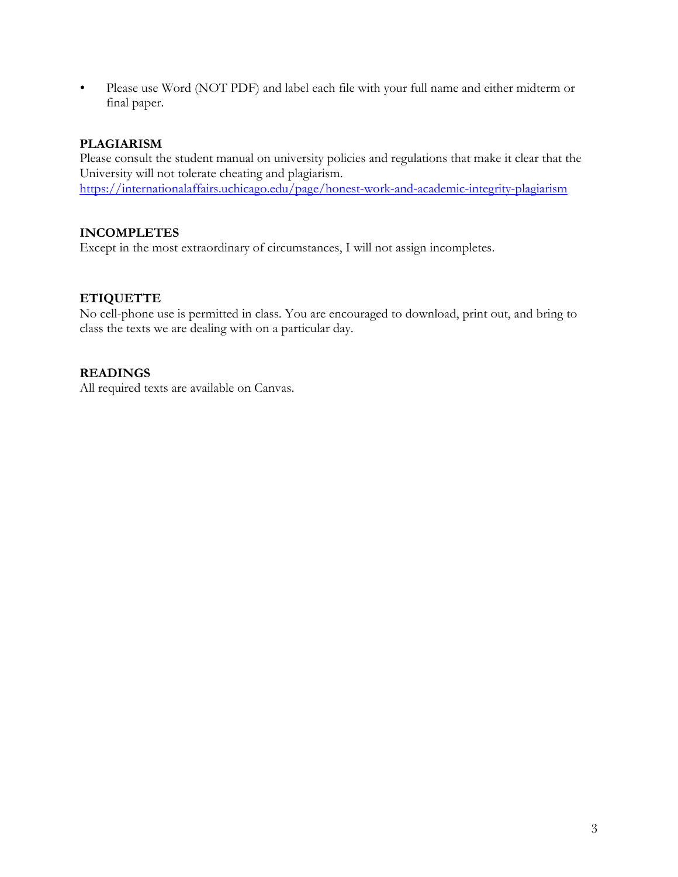- Please use Word (NOT PDF) and label each file with your full name and either midterm or final paper.

**PLAGIARISM**

Please consult the student manual on university policies and regulations that make it clear that the University will not tolerate cheating and plagiarism.
https://internationalaffairs.uchicago.edu/page/honest-work-and-academic-integrity-plagiarism

**INCOMPLETES**

Except in the most extraordinary of circumstances, I will not assign incompletes.

**ETIQUETTE**

No cell-phone use is permitted in class. You are encouraged to download, print out, and bring to class the texts we are dealing with on a particular day.

**READINGS**

All required texts are available on Canvas.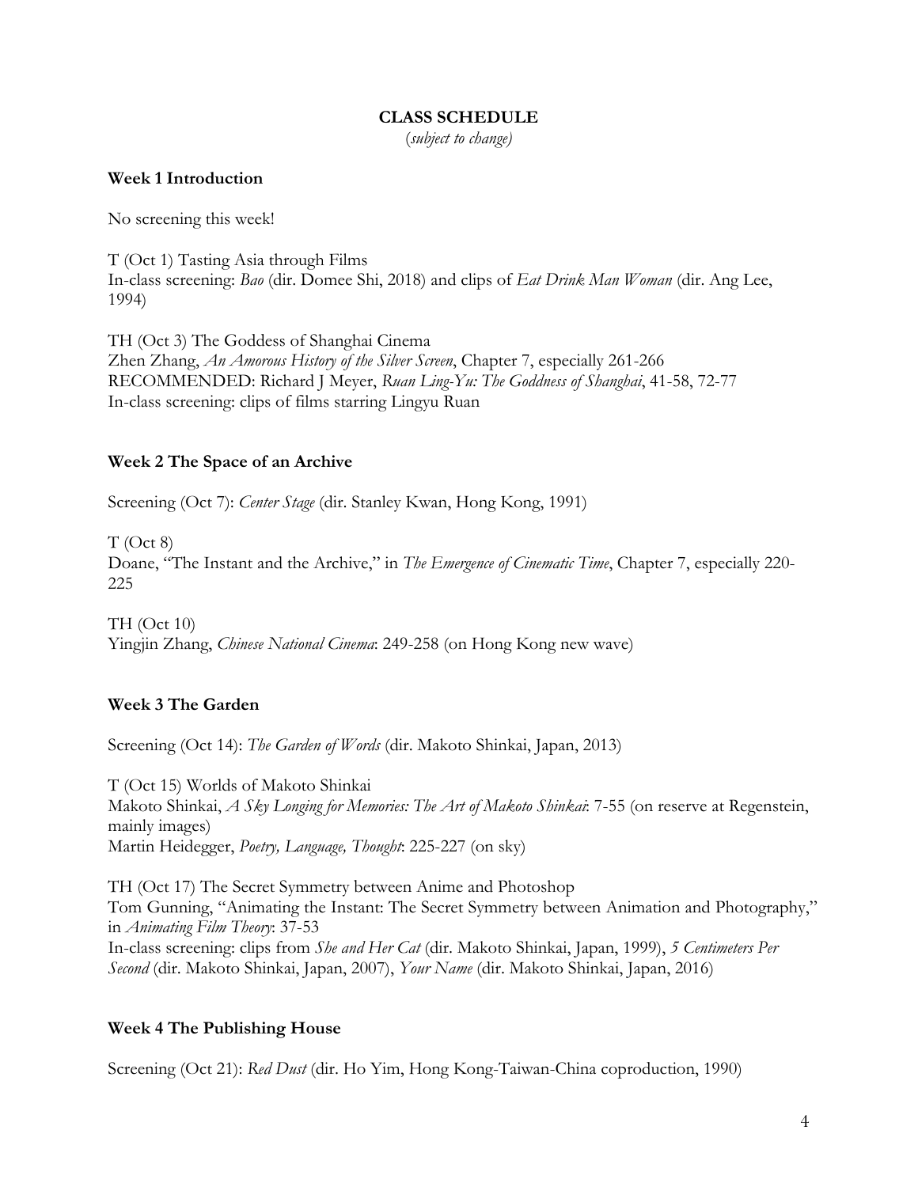**CLASS SCHEDULE**

(*subject to change)*

**Week 1 Introduction**

No screening this week!

T (Oct 1) Tasting Asia through Films
In-class screening: *Bao* (dir. Domee Shi, 2018) and clips of *Eat Drink Man Woman* (dir. Ang Lee, 1994)

TH (Oct 3) The Goddess of Shanghai Cinema
Zhen Zhang, *An Amorous History of the Silver Screen*, Chapter 7, especially 261-266
RECOMMENDED: Richard J Meyer, *Ruan Ling-Yu: The Goddness of Shanghai*, 41-58, 72-77
In-class screening: clips of films starring Lingyu Ruan

**Week 2 The Space of an Archive**

Screening (Oct 7): *Center Stage* (dir. Stanley Kwan, Hong Kong, 1991)

T (Oct 8)
Doane, "The Instant and the Archive," in *The Emergence of Cinematic Time*, Chapter 7, especially 220-225

TH (Oct 10)
Yingjin Zhang, *Chinese National Cinema*: 249-258 (on Hong Kong new wave)

**Week 3 The Garden**

Screening (Oct 14): *The Garden of Words* (dir. Makoto Shinkai, Japan, 2013)

T (Oct 15) Worlds of Makoto Shinkai
Makoto Shinkai, *A Sky Longing for Memories: The Art of Makoto Shinkai*: 7-55 (on reserve at Regenstein, mainly images)
Martin Heidegger, *Poetry, Language, Thought*: 225-227 (on sky)

TH (Oct 17) The Secret Symmetry between Anime and Photoshop
Tom Gunning, "Animating the Instant: The Secret Symmetry between Animation and Photography," in *Animating Film Theory*: 37-53
In-class screening: clips from *She and Her Cat* (dir. Makoto Shinkai, Japan, 1999), *5 Centimeters Per Second* (dir. Makoto Shinkai, Japan, 2007), *Your Name* (dir. Makoto Shinkai, Japan, 2016)

**Week 4 The Publishing House**

Screening (Oct 21): *Red Dust* (dir. Ho Yim, Hong Kong-Taiwan-China coproduction, 1990)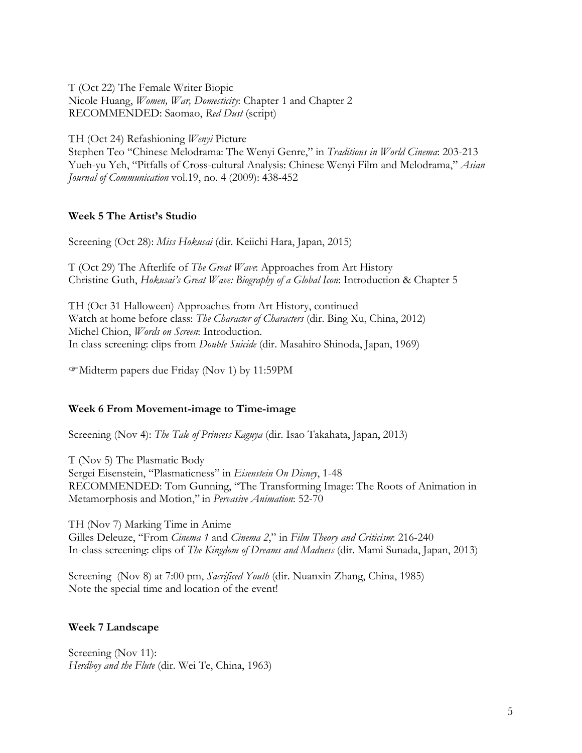T (Oct 22) The Female Writer Biopic
Nicole Huang, *Women, War, Domesticity*: Chapter 1 and Chapter 2
RECOMMENDED: Saomao, *Red Dust* (script)

TH (Oct 24) Refashioning *Wenyi* Picture
Stephen Teo "Chinese Melodrama: The Wenyi Genre," in *Traditions in World Cinema*: 203-213
Yueh-yu Yeh, "Pitfalls of Cross-cultural Analysis: Chinese Wenyi Film and Melodrama," *Asian Journal of Communication* vol.19, no. 4 (2009): 438-452

**Week 5 The Artist's Studio**

Screening (Oct 28): *Miss Hokusai* (dir. Keiichi Hara, Japan, 2015)

T (Oct 29) The Afterlife of *The Great Wave*: Approaches from Art History
Christine Guth, *Hokusai's Great Wave: Biography of a Global Icon*: Introduction & Chapter 5

TH (Oct 31 Halloween) Approaches from Art History, continued
Watch at home before class: *The Character of Characters* (dir. Bing Xu, China, 2012)
Michel Chion, *Words on Screen*: Introduction.
In class screening: clips from *Double Suicide* (dir. Masahiro Shinoda, Japan, 1969)

☞Midterm papers due Friday (Nov 1) by 11:59PM

**Week 6 From Movement-image to Time-image**

Screening (Nov 4): *The Tale of Princess Kaguya* (dir. Isao Takahata, Japan, 2013)

T (Nov 5) The Plasmatic Body
Sergei Eisenstein, "Plasmaticness" in *Eisenstein On Disney*, 1-48
RECOMMENDED: Tom Gunning, "The Transforming Image: The Roots of Animation in Metamorphosis and Motion," in *Pervasive Animation*: 52-70

TH (Nov 7) Marking Time in Anime
Gilles Deleuze, "From *Cinema 1* and *Cinema 2*," in *Film Theory and Criticism*: 216-240
In-class screening: clips of *The Kingdom of Dreams and Madness* (dir. Mami Sunada, Japan, 2013)

Screening (Nov 8) at 7:00 pm, *Sacrificed Youth* (dir. Nuanxin Zhang, China, 1985)
Note the special time and location of the event!

**Week 7 Landscape**

Screening (Nov 11):
*Herdboy and the Flute* (dir. Wei Te, China, 1963)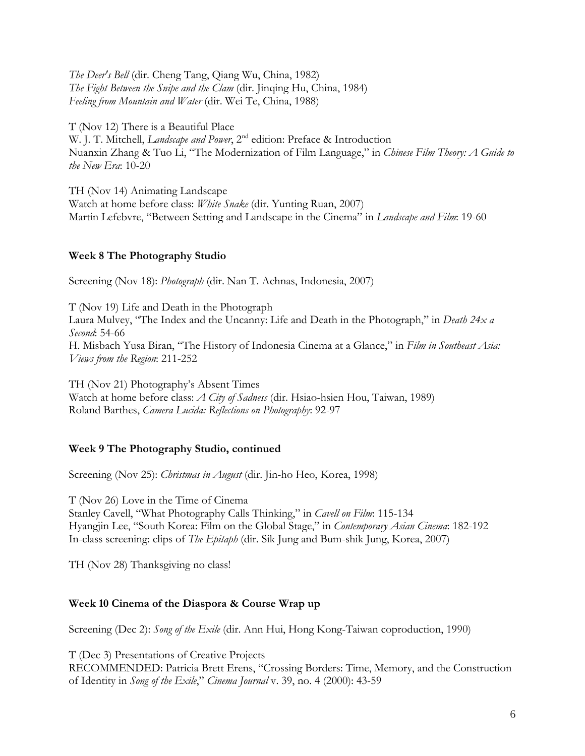*The Deer's Bell* (dir. Cheng Tang, Qiang Wu, China, 1982)
*The Fight Between the Snipe and the Clam* (dir. Jinqing Hu, China, 1984)
*Feeling from Mountain and Water* (dir. Wei Te, China, 1988)

T (Nov 12) There is a Beautiful Place
W. J. T. Mitchell, *Landscape and Power*, 2nd edition: Preface & Introduction
Nuanxin Zhang & Tuo Li, "The Modernization of Film Language," in *Chinese Film Theory: A Guide to the New Era*: 10-20

TH (Nov 14) Animating Landscape
Watch at home before class: *White Snake* (dir. Yunting Ruan, 2007)
Martin Lefebvre, "Between Setting and Landscape in the Cinema" in *Landscape and Film*: 19-60

**Week 8 The Photography Studio**

Screening (Nov 18): *Photograph* (dir. Nan T. Achnas, Indonesia, 2007)

T (Nov 19) Life and Death in the Photograph
Laura Mulvey, "The Index and the Uncanny: Life and Death in the Photograph," in *Death 24x a Second*: 54-66
H. Misbach Yusa Biran, "The History of Indonesia Cinema at a Glance," in *Film in Southeast Asia: Views from the Region*: 211-252

TH (Nov 21) Photography's Absent Times
Watch at home before class: *A City of Sadness* (dir. Hsiao-hsien Hou, Taiwan, 1989)
Roland Barthes, *Camera Lucida: Reflections on Photography*: 92-97

**Week 9 The Photography Studio, continued**

Screening (Nov 25): *Christmas in August* (dir. Jin-ho Heo, Korea, 1998)

T (Nov 26) Love in the Time of Cinema
Stanley Cavell, "What Photography Calls Thinking," in *Cavell on Film*: 115-134
Hyangjin Lee, "South Korea: Film on the Global Stage," in *Contemporary Asian Cinema*: 182-192
In-class screening: clips of *The Epitaph* (dir. Sik Jung and Bum-shik Jung, Korea, 2007)

TH (Nov 28) Thanksgiving no class!

**Week 10 Cinema of the Diaspora & Course Wrap up**

Screening (Dec 2): *Song of the Exile* (dir. Ann Hui, Hong Kong-Taiwan coproduction, 1990)

T (Dec 3) Presentations of Creative Projects
RECOMMENDED: Patricia Brett Erens, "Crossing Borders: Time, Memory, and the Construction of Identity in *Song of the Exile*," *Cinema Journal* v. 39, no. 4 (2000): 43-59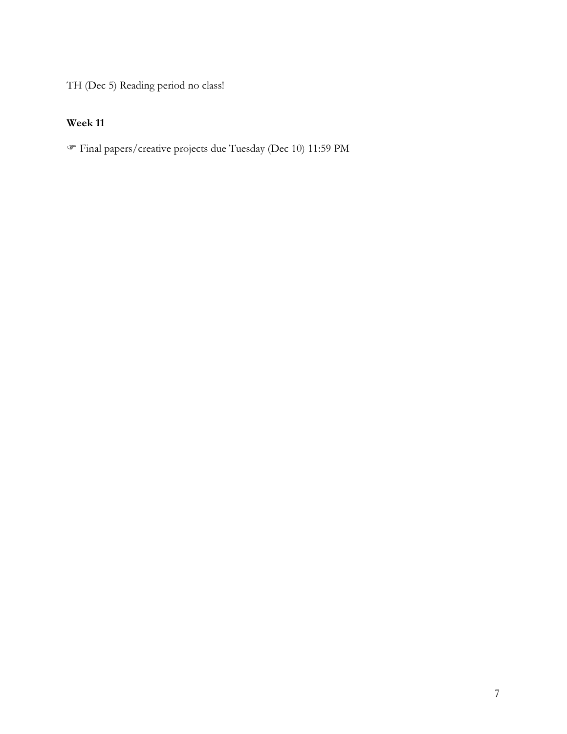TH (Dec 5) Reading period no class!

**Week 11**

☞ Final papers/creative projects due Tuesday (Dec 10) 11:59 PM